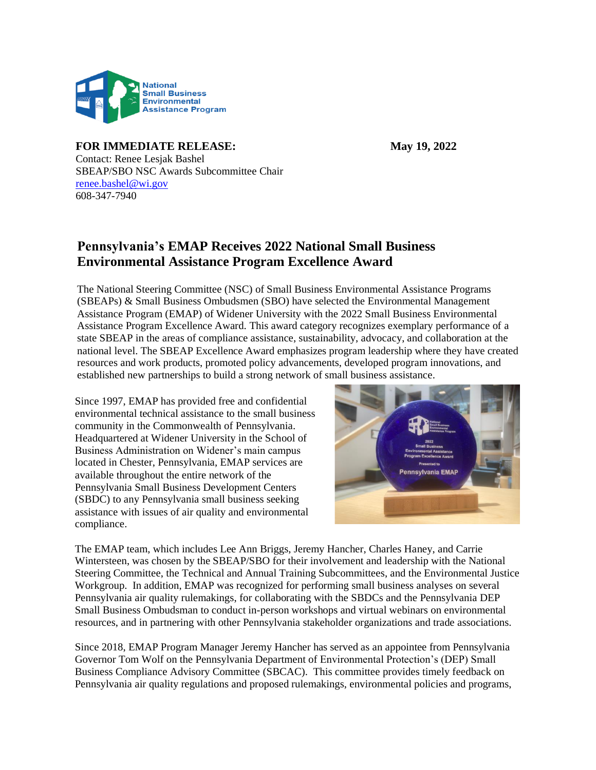National Small Business Environmental Assistance Program

**FOR IMMEDIATE RELEASE:** **May 19, 2022**

Contact: Renee Lesjak Bashel
SBEAP/SBO NSC Awards Subcommittee Chair
renee.bashel@wi.gov
608-347-7940

# Pennsylvania's EMAP Receives 2022 National Small Business Environmental Assistance Program Excellence Award

The National Steering Committee (NSC) of Small Business Environmental Assistance Programs (SBEAPs) & Small Business Ombudsmen (SBO) have selected the Environmental Management Assistance Program (EMAP) of Widener University with the 2022 Small Business Environmental Assistance Program Excellence Award. This award category recognizes exemplary performance of a state SBEAP in the areas of compliance assistance, sustainability, advocacy, and collaboration at the national level. The SBEAP Excellence Award emphasizes program leadership where they have created resources and work products, promoted policy advancements, developed program innovations, and established new partnerships to build a strong network of small business assistance.

Since 1997, EMAP has provided free and confidential environmental technical assistance to the small business community in the Commonwealth of Pennsylvania. Headquartered at Widener University in the School of Business Administration on Widener's main campus located in Chester, Pennsylvania, EMAP services are available throughout the entire network of the Pennsylvania Small Business Development Centers (SBDC) to any Pennsylvania small business seeking assistance with issues of air quality and environmental compliance.

The EMAP team, which includes Lee Ann Briggs, Jeremy Hancher, Charles Haney, and Carrie Wintersteen, was chosen by the SBEAP/SBO for their involvement and leadership with the National Steering Committee, the Technical and Annual Training Subcommittees, and the Environmental Justice Workgroup. In addition, EMAP was recognized for performing small business analyses on several Pennsylvania air quality rulemakings, for collaborating with the SBDCs and the Pennsylvania DEP Small Business Ombudsman to conduct in-person workshops and virtual webinars on environmental resources, and in partnering with other Pennsylvania stakeholder organizations and trade associations.

Since 2018, EMAP Program Manager Jeremy Hancher has served as an appointee from Pennsylvania Governor Tom Wolf on the Pennsylvania Department of Environmental Protection's (DEP) Small Business Compliance Advisory Committee (SBCAC). This committee provides timely feedback on Pennsylvania air quality regulations and proposed rulemakings, environmental policies and programs,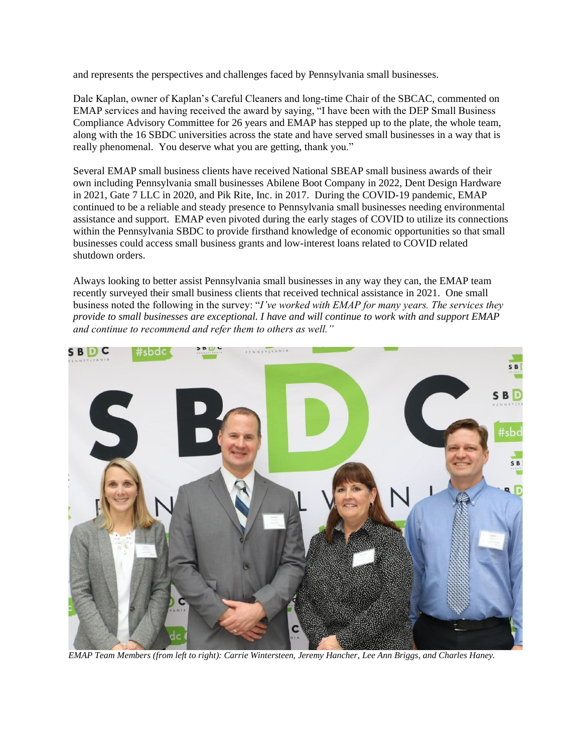and represents the perspectives and challenges faced by Pennsylvania small businesses.

Dale Kaplan, owner of Kaplan's Careful Cleaners and long-time Chair of the SBCAC, commented on EMAP services and having received the award by saying, "I have been with the DEP Small Business Compliance Advisory Committee for 26 years and EMAP has stepped up to the plate, the whole team, along with the 16 SBDC universities across the state and have served small businesses in a way that is really phenomenal. You deserve what you are getting, thank you."

Several EMAP small business clients have received National SBEAP small business awards of their own including Pennsylvania small businesses Abilene Boot Company in 2022, Dent Design Hardware in 2021, Gate 7 LLC in 2020, and Pik Rite, Inc. in 2017. During the COVID-19 pandemic, EMAP continued to be a reliable and steady presence to Pennsylvania small businesses needing environmental assistance and support. EMAP even pivoted during the early stages of COVID to utilize its connections within the Pennsylvania SBDC to provide firsthand knowledge of economic opportunities so that small businesses could access small business grants and low-interest loans related to COVID related shutdown orders.

Always looking to better assist Pennsylvania small businesses in any way they can, the EMAP team recently surveyed their small business clients that received technical assistance in 2021. One small business noted the following in the survey: "*I've worked with EMAP for many years. The services they provide to small businesses are exceptional. I have and will continue to work with and support EMAP and continue to recommend and refer them to others as well."*

*EMAP Team Members (from left to right): Carrie Wintersteen, Jeremy Hancher, Lee Ann Briggs, and Charles Haney.*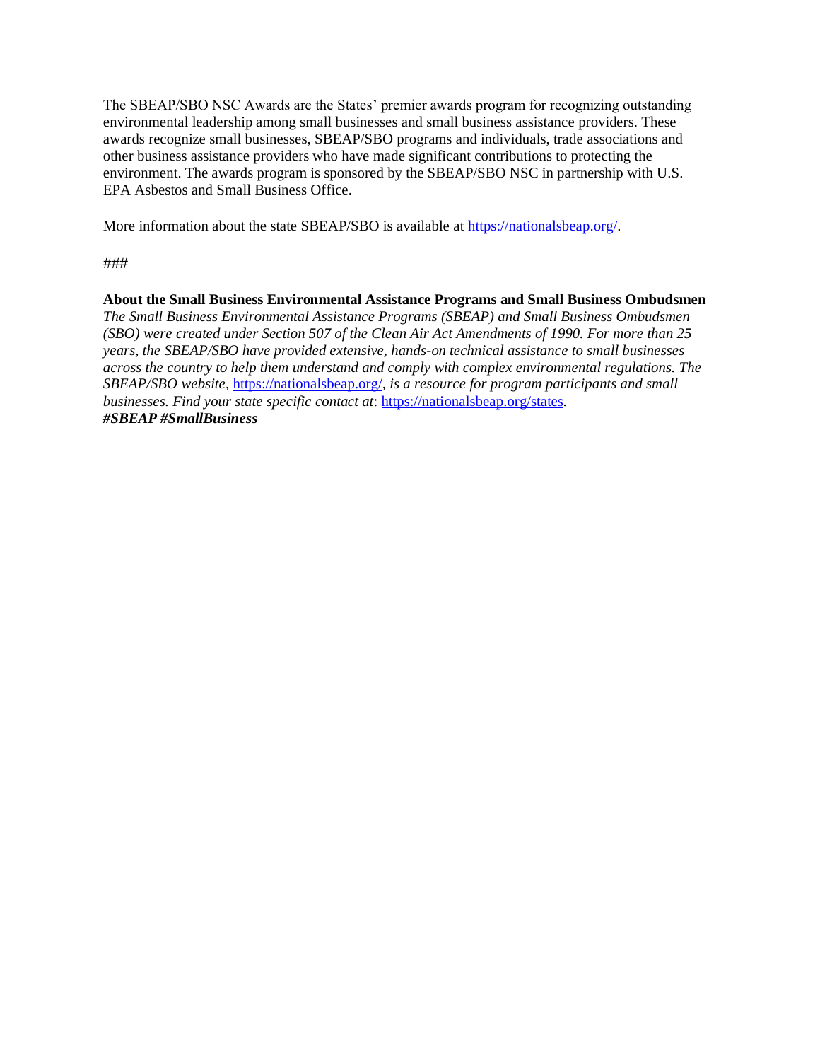The SBEAP/SBO NSC Awards are the States' premier awards program for recognizing outstanding environmental leadership among small businesses and small business assistance providers. These awards recognize small businesses, SBEAP/SBO programs and individuals, trade associations and other business assistance providers who have made significant contributions to protecting the environment. The awards program is sponsored by the SBEAP/SBO NSC in partnership with U.S. EPA Asbestos and Small Business Office.

More information about the state SBEAP/SBO is available at [https://nationalsbeap.org/](https://nationalsbeap.org/).

###

**About the Small Business Environmental Assistance Programs and Small Business Ombudsmen**
*The Small Business Environmental Assistance Programs (SBEAP) and Small Business Ombudsmen (SBO) were created under Section 507 of the Clean Air Act Amendments of 1990. For more than 25 years, the SBEAP/SBO have provided extensive, hands-on technical assistance to small businesses across the country to help them understand and comply with complex environmental regulations. The SBEAP/SBO website,* [https://nationalsbeap.org/](https://nationalsbeap.org/)*, is a resource for program participants and small businesses. Find your state specific contact at*: [https://nationalsbeap.org/states](https://nationalsbeap.org/states).
***#SBEAP #SmallBusiness***